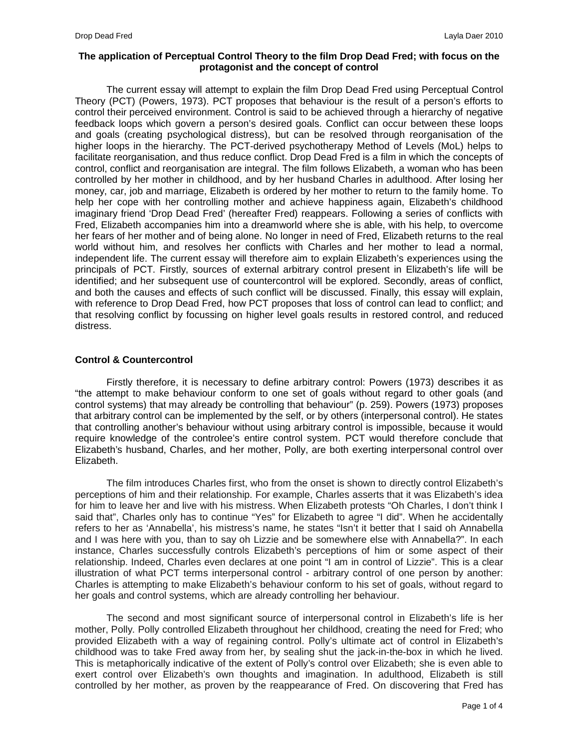**The application of Perceptual Control Theory to the film Drop Dead Fred; with focus on the protagonist and the concept of control**

The current essay will attempt to explain the film Drop Dead Fred using Perceptual Control Theory (PCT) (Powers, 1973). PCT proposes that behaviour is the result of a person's efforts to control their perceived environment. Control is said to be achieved through a hierarchy of negative feedback loops which govern a person's desired goals. Conflict can occur between these loops and goals (creating psychological distress), but can be resolved through reorganisation of the higher loops in the hierarchy. The PCT-derived psychotherapy Method of Levels (MoL) helps to facilitate reorganisation, and thus reduce conflict. Drop Dead Fred is a film in which the concepts of control, conflict and reorganisation are integral. The film follows Elizabeth, a woman who has been controlled by her mother in childhood, and by her husband Charles in adulthood. After losing her money, car, job and marriage, Elizabeth is ordered by her mother to return to the family home. To help her cope with her controlling mother and achieve happiness again, Elizabeth's childhood imaginary friend 'Drop Dead Fred' (hereafter Fred) reappears. Following a series of conflicts with Fred, Elizabeth accompanies him into a dreamworld where she is able, with his help, to overcome her fears of her mother and of being alone. No longer in need of Fred, Elizabeth returns to the real world without him, and resolves her conflicts with Charles and her mother to lead a normal, independent life. The current essay will therefore aim to explain Elizabeth's experiences using the principals of PCT. Firstly, sources of external arbitrary control present in Elizabeth's life will be identified; and her subsequent use of countercontrol will be explored. Secondly, areas of conflict, and both the causes and effects of such conflict will be discussed. Finally, this essay will explain, with reference to Drop Dead Fred, how PCT proposes that loss of control can lead to conflict; and that resolving conflict by focussing on higher level goals results in restored control, and reduced distress.

## Control & Countercontrol

Firstly therefore, it is necessary to define arbitrary control: Powers (1973) describes it as "the attempt to make behaviour conform to one set of goals without regard to other goals (and control systems) that may already be controlling that behaviour" (p. 259). Powers (1973) proposes that arbitrary control can be implemented by the self, or by others (interpersonal control). He states that controlling another's behaviour without using arbitrary control is impossible, because it would require knowledge of the controlee's entire control system. PCT would therefore conclude that Elizabeth's husband, Charles, and her mother, Polly, are both exerting interpersonal control over Elizabeth.

The film introduces Charles first, who from the onset is shown to directly control Elizabeth's perceptions of him and their relationship. For example, Charles asserts that it was Elizabeth's idea for him to leave her and live with his mistress. When Elizabeth protests "Oh Charles, I don't think I said that", Charles only has to continue "Yes" for Elizabeth to agree "I did". When he accidentally refers to her as 'Annabella', his mistress's name, he states "Isn't it better that I said oh Annabella and I was here with you, than to say oh Lizzie and be somewhere else with Annabella?". In each instance, Charles successfully controls Elizabeth's perceptions of him or some aspect of their relationship. Indeed, Charles even declares at one point "I am in control of Lizzie". This is a clear illustration of what PCT terms interpersonal control - arbitrary control of one person by another: Charles is attempting to make Elizabeth's behaviour conform to his set of goals, without regard to her goals and control systems, which are already controlling her behaviour.

The second and most significant source of interpersonal control in Elizabeth's life is her mother, Polly. Polly controlled Elizabeth throughout her childhood, creating the need for Fred; who provided Elizabeth with a way of regaining control. Polly's ultimate act of control in Elizabeth's childhood was to take Fred away from her, by sealing shut the jack-in-the-box in which he lived. This is metaphorically indicative of the extent of Polly's control over Elizabeth; she is even able to exert control over Elizabeth's own thoughts and imagination. In adulthood, Elizabeth is still controlled by her mother, as proven by the reappearance of Fred. On discovering that Fred has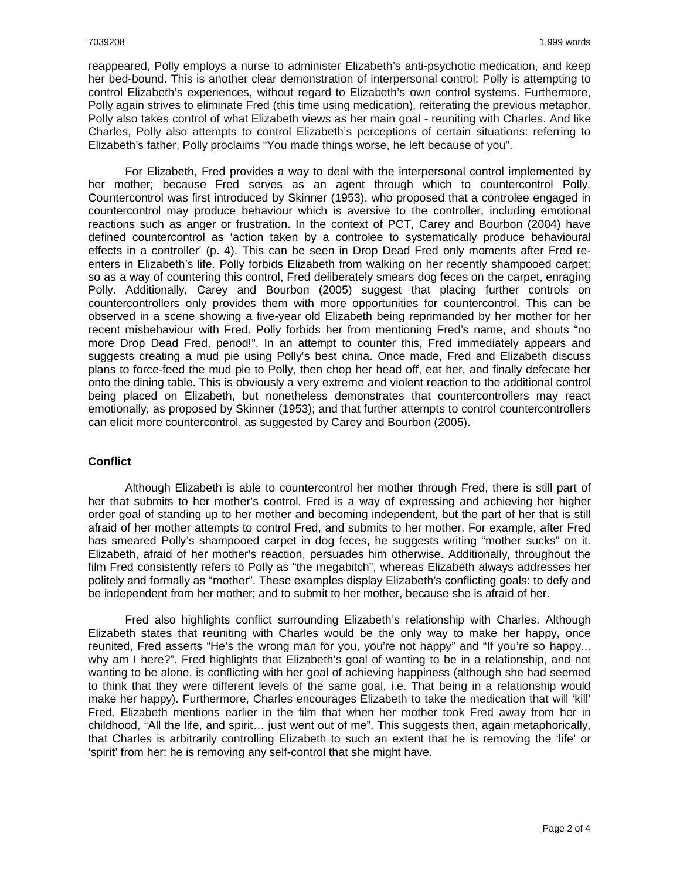reappeared, Polly employs a nurse to administer Elizabeth's anti-psychotic medication, and keep her bed-bound. This is another clear demonstration of interpersonal control: Polly is attempting to control Elizabeth's experiences, without regard to Elizabeth's own control systems. Furthermore, Polly again strives to eliminate Fred (this time using medication), reiterating the previous metaphor. Polly also takes control of what Elizabeth views as her main goal - reuniting with Charles. And like Charles, Polly also attempts to control Elizabeth's perceptions of certain situations: referring to Elizabeth's father, Polly proclaims "You made things worse, he left because of you".

For Elizabeth, Fred provides a way to deal with the interpersonal control implemented by her mother; because Fred serves as an agent through which to countercontrol Polly. Countercontrol was first introduced by Skinner (1953), who proposed that a controlee engaged in countercontrol may produce behaviour which is aversive to the controller, including emotional reactions such as anger or frustration. In the context of PCT, Carey and Bourbon (2004) have defined countercontrol as 'action taken by a controlee to systematically produce behavioural effects in a controller' (p. 4). This can be seen in Drop Dead Fred only moments after Fred re-enters in Elizabeth's life. Polly forbids Elizabeth from walking on her recently shampooed carpet; so as a way of countering this control, Fred deliberately smears dog feces on the carpet, enraging Polly. Additionally, Carey and Bourbon (2005) suggest that placing further controls on countercontrollers only provides them with more opportunities for countercontrol. This can be observed in a scene showing a five-year old Elizabeth being reprimanded by her mother for her recent misbehaviour with Fred. Polly forbids her from mentioning Fred's name, and shouts "no more Drop Dead Fred, period!". In an attempt to counter this, Fred immediately appears and suggests creating a mud pie using Polly's best china. Once made, Fred and Elizabeth discuss plans to force-feed the mud pie to Polly, then chop her head off, eat her, and finally defecate her onto the dining table. This is obviously a very extreme and violent reaction to the additional control being placed on Elizabeth, but nonetheless demonstrates that countercontrollers may react emotionally, as proposed by Skinner (1953); and that further attempts to control countercontrollers can elicit more countercontrol, as suggested by Carey and Bourbon (2005).

## Conflict

Although Elizabeth is able to countercontrol her mother through Fred, there is still part of her that submits to her mother's control. Fred is a way of expressing and achieving her higher order goal of standing up to her mother and becoming independent, but the part of her that is still afraid of her mother attempts to control Fred, and submits to her mother. For example, after Fred has smeared Polly's shampooed carpet in dog feces, he suggests writing "mother sucks" on it. Elizabeth, afraid of her mother's reaction, persuades him otherwise. Additionally, throughout the film Fred consistently refers to Polly as "the megabitch", whereas Elizabeth always addresses her politely and formally as "mother". These examples display Elizabeth's conflicting goals: to defy and be independent from her mother; and to submit to her mother, because she is afraid of her.

Fred also highlights conflict surrounding Elizabeth's relationship with Charles. Although Elizabeth states that reuniting with Charles would be the only way to make her happy, once reunited, Fred asserts "He's the wrong man for you, you're not happy" and "If you're so happy... why am I here?". Fred highlights that Elizabeth's goal of wanting to be in a relationship, and not wanting to be alone, is conflicting with her goal of achieving happiness (although she had seemed to think that they were different levels of the same goal, i.e. That being in a relationship would make her happy). Furthermore, Charles encourages Elizabeth to take the medication that will 'kill' Fred. Elizabeth mentions earlier in the film that when her mother took Fred away from her in childhood, "All the life, and spirit… just went out of me". This suggests then, again metaphorically, that Charles is arbitrarily controlling Elizabeth to such an extent that he is removing the 'life' or 'spirit' from her: he is removing any self-control that she might have.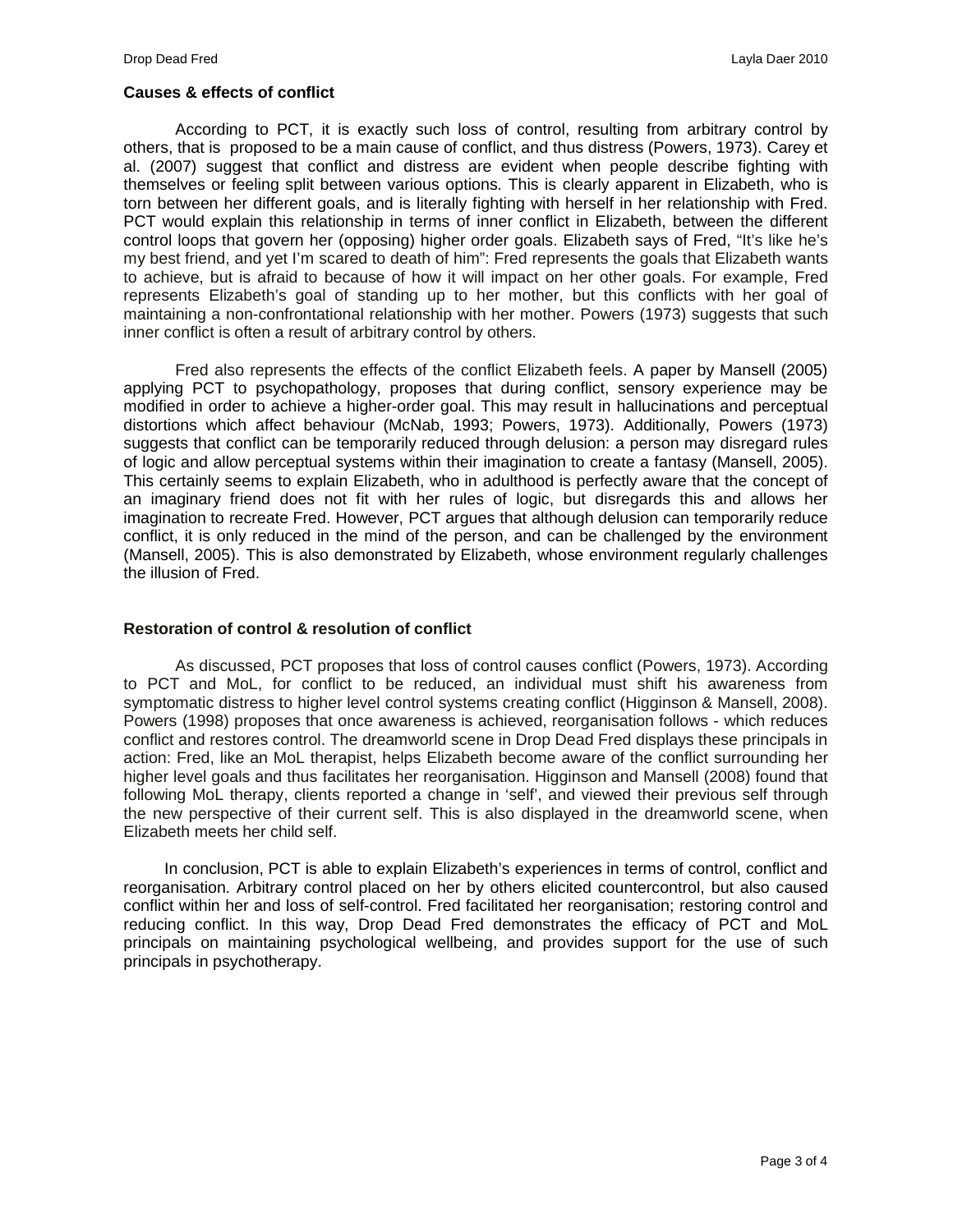**Causes & effects of conflict**

According to PCT, it is exactly such loss of control, resulting from arbitrary control by others, that is proposed to be a main cause of conflict, and thus distress (Powers, 1973). Carey et al. (2007) suggest that conflict and distress are evident when people describe fighting with themselves or feeling split between various options. This is clearly apparent in Elizabeth, who is torn between her different goals, and is literally fighting with herself in her relationship with Fred. PCT would explain this relationship in terms of inner conflict in Elizabeth, between the different control loops that govern her (opposing) higher order goals. Elizabeth says of Fred, "It's like he's my best friend, and yet I'm scared to death of him": Fred represents the goals that Elizabeth wants to achieve, but is afraid to because of how it will impact on her other goals. For example, Fred represents Elizabeth's goal of standing up to her mother, but this conflicts with her goal of maintaining a non-confrontational relationship with her mother. Powers (1973) suggests that such inner conflict is often a result of arbitrary control by others.

Fred also represents the effects of the conflict Elizabeth feels. A paper by Mansell (2005) applying PCT to psychopathology, proposes that during conflict, sensory experience may be modified in order to achieve a higher-order goal. This may result in hallucinations and perceptual distortions which affect behaviour (McNab, 1993; Powers, 1973). Additionally, Powers (1973) suggests that conflict can be temporarily reduced through delusion: a person may disregard rules of logic and allow perceptual systems within their imagination to create a fantasy (Mansell, 2005). This certainly seems to explain Elizabeth, who in adulthood is perfectly aware that the concept of an imaginary friend does not fit with her rules of logic, but disregards this and allows her imagination to recreate Fred. However, PCT argues that although delusion can temporarily reduce conflict, it is only reduced in the mind of the person, and can be challenged by the environment (Mansell, 2005). This is also demonstrated by Elizabeth, whose environment regularly challenges the illusion of Fred.

**Restoration of control & resolution of conflict**

As discussed, PCT proposes that loss of control causes conflict (Powers, 1973). According to PCT and MoL, for conflict to be reduced, an individual must shift his awareness from symptomatic distress to higher level control systems creating conflict (Higginson & Mansell, 2008). Powers (1998) proposes that once awareness is achieved, reorganisation follows - which reduces conflict and restores control. The dreamworld scene in Drop Dead Fred displays these principals in action: Fred, like an MoL therapist, helps Elizabeth become aware of the conflict surrounding her higher level goals and thus facilitates her reorganisation. Higginson and Mansell (2008) found that following MoL therapy, clients reported a change in 'self', and viewed their previous self through the new perspective of their current self. This is also displayed in the dreamworld scene, when Elizabeth meets her child self.

In conclusion, PCT is able to explain Elizabeth's experiences in terms of control, conflict and reorganisation. Arbitrary control placed on her by others elicited countercontrol, but also caused conflict within her and loss of self-control. Fred facilitated her reorganisation; restoring control and reducing conflict. In this way, Drop Dead Fred demonstrates the efficacy of PCT and MoL principals on maintaining psychological wellbeing, and provides support for the use of such principals in psychotherapy.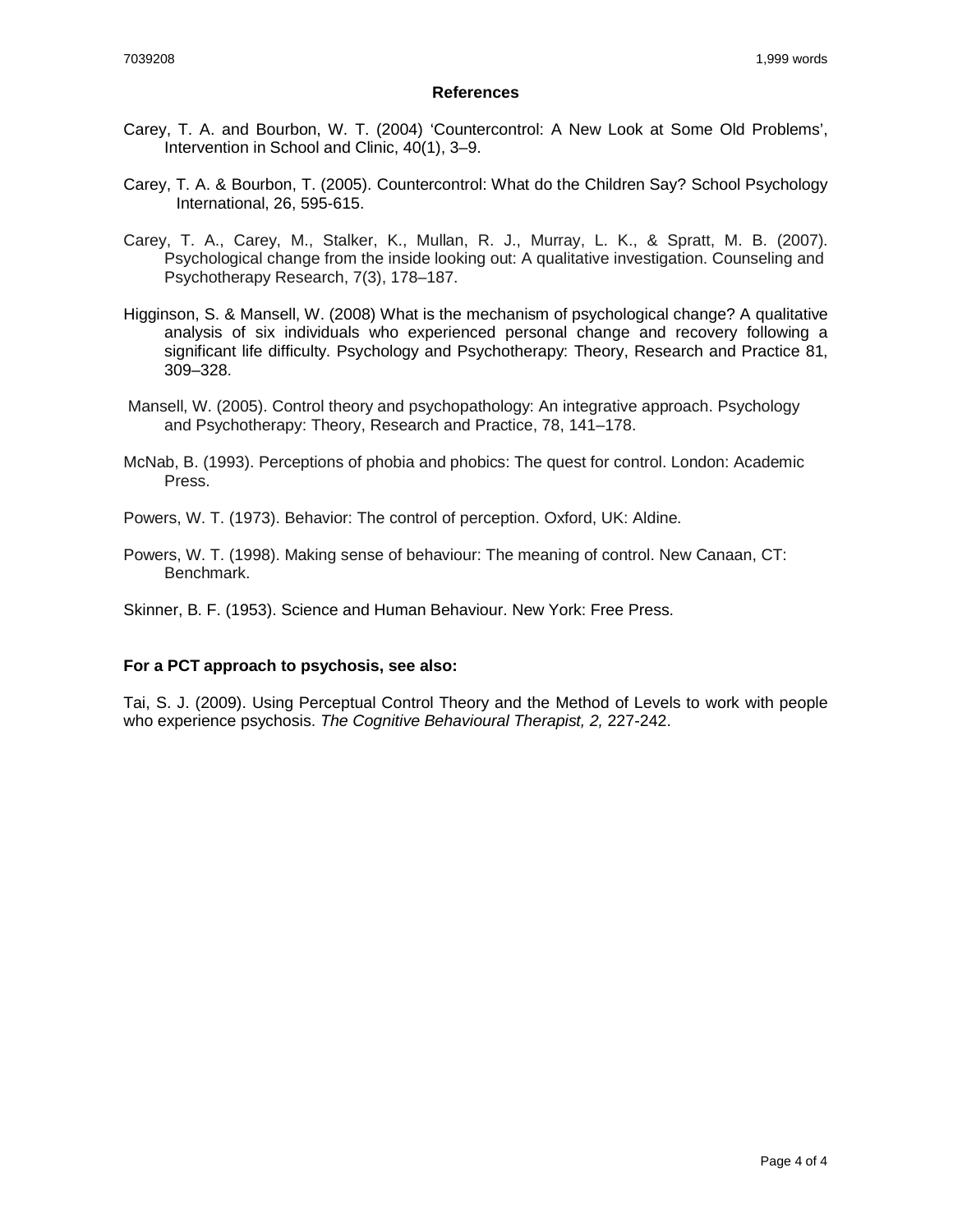**References**

Carey, T. A. and Bourbon, W. T. (2004) 'Countercontrol: A New Look at Some Old Problems', Intervention in School and Clinic, 40(1), 3–9.

Carey, T. A. & Bourbon, T. (2005). Countercontrol: What do the Children Say? School Psychology International, 26, 595-615.

Carey, T. A., Carey, M., Stalker, K., Mullan, R. J., Murray, L. K., & Spratt, M. B. (2007). Psychological change from the inside looking out: A qualitative investigation. Counseling and Psychotherapy Research, 7(3), 178–187.

Higginson, S. & Mansell, W. (2008) What is the mechanism of psychological change? A qualitative analysis of six individuals who experienced personal change and recovery following a significant life difficulty. Psychology and Psychotherapy: Theory, Research and Practice 81, 309–328.

Mansell, W. (2005). Control theory and psychopathology: An integrative approach. Psychology and Psychotherapy: Theory, Research and Practice, 78, 141–178.

McNab, B. (1993). Perceptions of phobia and phobics: The quest for control. London: Academic Press.

Powers, W. T. (1973). Behavior: The control of perception. Oxford, UK: Aldine.

Powers, W. T. (1998). Making sense of behaviour: The meaning of control. New Canaan, CT: Benchmark.

Skinner, B. F. (1953). Science and Human Behaviour. New York: Free Press.

**For a PCT approach to psychosis, see also:**

Tai, S. J. (2009). Using Perceptual Control Theory and the Method of Levels to work with people who experience psychosis. *The Cognitive Behavioural Therapist, 2,* 227-242.